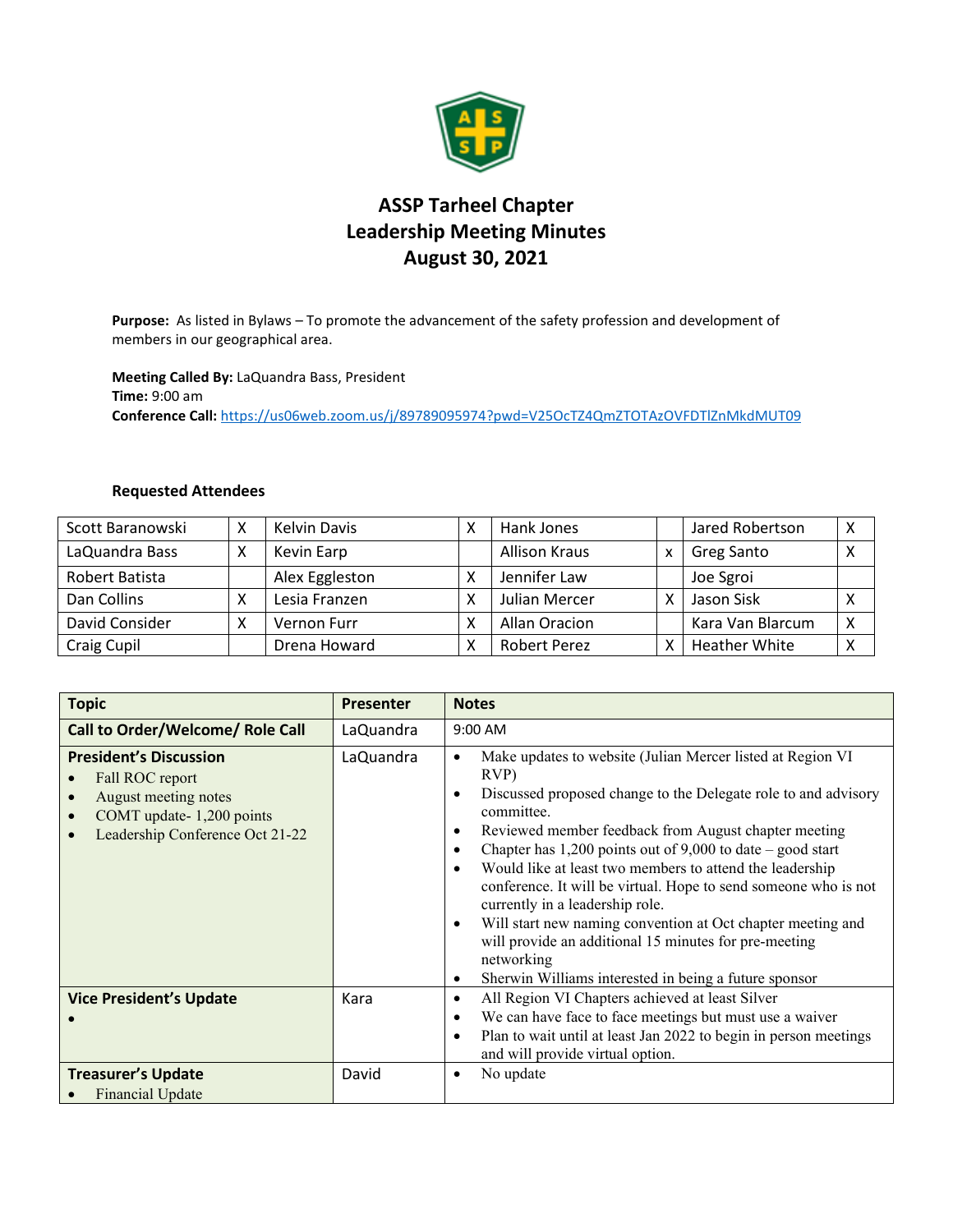# ASSP Tarheel Chapter
## Leadership Meeting Minutes
## August 30, 2021

**Purpose:** As listed in Bylaws – To promote the advancement of the safety profession and development of members in our geographical area.

**Meeting Called By:** LaQuandra Bass, President
**Time:** 9:00 am
**Conference Call:** https://us06web.zoom.us/j/89789095974?pwd=V25OcTZ4QmZTOTAzOVFDTlZnMkdMUT09

### Requested Attendees

| Name | | Name | | Name | | Name | |
|---|---|---|---|---|---|---|---|
| Scott Baranowski | X | Kelvin Davis | X | Hank Jones | | Jared Robertson | X |
| LaQuandra Bass | X | Kevin Earp | | Allison Kraus | x | Greg Santo | X |
| Robert Batista | | Alex Eggleston | X | Jennifer Law | | Joe Sgroi | |
| Dan Collins | X | Lesia Franzen | X | Julian Mercer | X | Jason Sisk | X |
| David Consider | X | Vernon Furr | X | Allan Oracion | | Kara Van Blarcum | X |
| Craig Cupil | | Drena Howard | X | Robert Perez | X | Heather White | X |

| Topic | Presenter | Notes |
|---|---|---|
| **Call to Order/Welcome/ Role Call** | LaQuandra | 9:00 AM |
| **President's Discussion**<br>• Fall ROC report<br>• August meeting notes<br>• COMT update- 1,200 points<br>• Leadership Conference Oct 21-22 | LaQuandra | • Make updates to website (Julian Mercer listed at Region VI RVP)<br>• Discussed proposed change to the Delegate role to and advisory committee.<br>• Reviewed member feedback from August chapter meeting<br>• Chapter has 1,200 points out of 9,000 to date – good start<br>• Would like at least two members to attend the leadership conference. It will be virtual. Hope to send someone who is not currently in a leadership role.<br>• Will start new naming convention at Oct chapter meeting and will provide an additional 15 minutes for pre-meeting networking<br>• Sherwin Williams interested in being a future sponsor |
| **Vice President's Update**<br>• | Kara | • All Region VI Chapters achieved at least Silver<br>• We can have face to face meetings but must use a waiver<br>• Plan to wait until at least Jan 2022 to begin in person meetings and will provide virtual option. |
| **Treasurer's Update**<br>• Financial Update | David | • No update |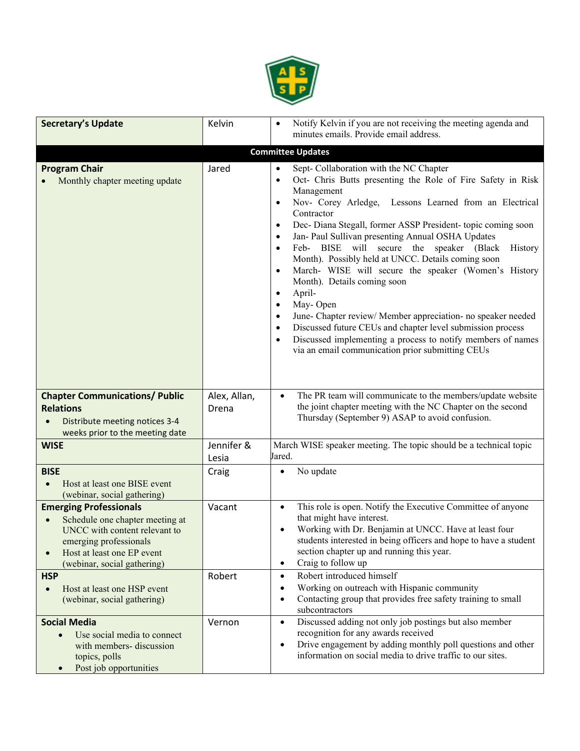| Secretary's Update | Kelvin | • Notify Kelvin if you are not receiving the meeting agenda and minutes emails. Provide email address. |
|---|---|---|
| **Committee Updates** | | |
| **Program Chair**<br>• Monthly chapter meeting update | Jared | • Sept- Collaboration with the NC Chapter<br>• Oct- Chris Butts presenting the Role of Fire Safety in Risk Management<br>• Nov- Corey Arledge, Lessons Learned from an Electrical Contractor<br>• Dec- Diana Stegall, former ASSP President- topic coming soon<br>• Jan- Paul Sullivan presenting Annual OSHA Updates<br>• Feb- BISE will secure the speaker (Black History Month). Possibly held at UNCC. Details coming soon<br>• March- WISE will secure the speaker (Women's History Month). Details coming soon<br>• April-<br>• May- Open<br>• June- Chapter review/ Member appreciation- no speaker needed<br>• Discussed future CEUs and chapter level submission process<br>• Discussed implementing a process to notify members of names via an email communication prior submitting CEUs |
| **Chapter Communications/ Public Relations**<br>• Distribute meeting notices 3-4 weeks prior to the meeting date | Alex, Allan, Drena | • The PR team will communicate to the members/update website the joint chapter meeting with the NC Chapter on the second Thursday (September 9) ASAP to avoid confusion. |
| **WISE** | Jennifer & Lesia | March WISE speaker meeting. The topic should be a technical topic Jared. |
| **BISE**<br>• Host at least one BISE event (webinar, social gathering) | Craig | • No update |
| **Emerging Professionals**<br>• Schedule one chapter meeting at UNCC with content relevant to emerging professionals<br>• Host at least one EP event (webinar, social gathering) | Vacant | • This role is open. Notify the Executive Committee of anyone that might have interest.<br>• Working with Dr. Benjamin at UNCC. Have at least four students interested in being officers and hope to have a student section chapter up and running this year.<br>• Craig to follow up |
| **HSP**<br>• Host at least one HSP event (webinar, social gathering) | Robert | • Robert introduced himself<br>• Working on outreach with Hispanic community<br>• Contacting group that provides free safety training to small subcontractors |
| **Social Media**<br>• Use social media to connect with members- discussion topics, polls<br>• Post job opportunities | Vernon | • Discussed adding not only job postings but also member recognition for any awards received<br>• Drive engagement by adding monthly poll questions and other information on social media to drive traffic to our sites. |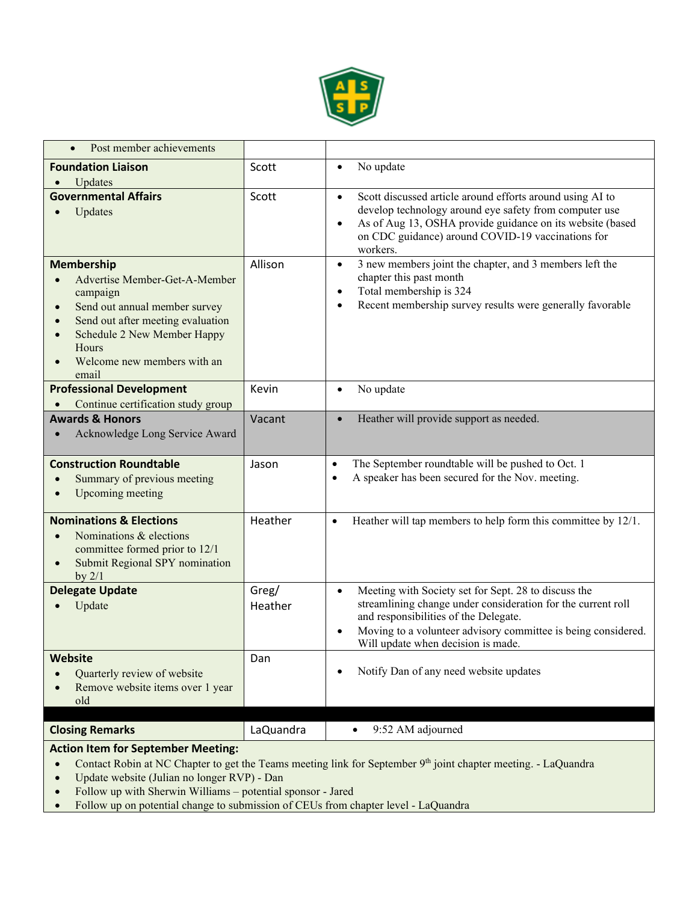| | | |
|---|---|---|
| • Post member achievements | | |
| **Foundation Liaison**<br>• Updates | Scott | • No update |
| **Governmental Affairs**<br>• Updates | Scott | • Scott discussed article around efforts around using AI to develop technology around eye safety from computer use<br>• As of Aug 13, OSHA provide guidance on its website (based on CDC guidance) around COVID-19 vaccinations for workers. |
| **Membership**<br>• Advertise Member-Get-A-Member campaign<br>• Send out annual member survey<br>• Send out after meeting evaluation<br>• Schedule 2 New Member Happy Hours<br>• Welcome new members with an email | Allison | • 3 new members joint the chapter, and 3 members left the chapter this past month<br>• Total membership is 324<br>• Recent membership survey results were generally favorable |
| **Professional Development**<br>• Continue certification study group | Kevin | • No update |
| **Awards & Honors**<br>• Acknowledge Long Service Award | Vacant | • Heather will provide support as needed. |
| **Construction Roundtable**<br>• Summary of previous meeting<br>• Upcoming meeting | Jason | • The September roundtable will be pushed to Oct. 1<br>• A speaker has been secured for the Nov. meeting. |
| **Nominations & Elections**<br>• Nominations & elections committee formed prior to 12/1<br>• Submit Regional SPY nomination by 2/1 | Heather | • Heather will tap members to help form this committee by 12/1. |
| **Delegate Update**<br>• Update | Greg/ Heather | • Meeting with Society set for Sept. 28 to discuss the streamlining change under consideration for the current roll and responsibilities of the Delegate.<br>• Moving to a volunteer advisory committee is being considered. Will update when decision is made. |
| **Website**<br>• Quarterly review of website<br>• Remove website items over 1 year old | Dan | • Notify Dan of any need website updates |
| | | |
| **Closing Remarks** | LaQuandra | • 9:52 AM adjourned |

**Action Item for September Meeting:**

- Contact Robin at NC Chapter to get the Teams meeting link for September 9th joint chapter meeting. - LaQuandra
- Update website (Julian no longer RVP) - Dan
- Follow up with Sherwin Williams – potential sponsor - Jared
- Follow up on potential change to submission of CEUs from chapter level - LaQuandra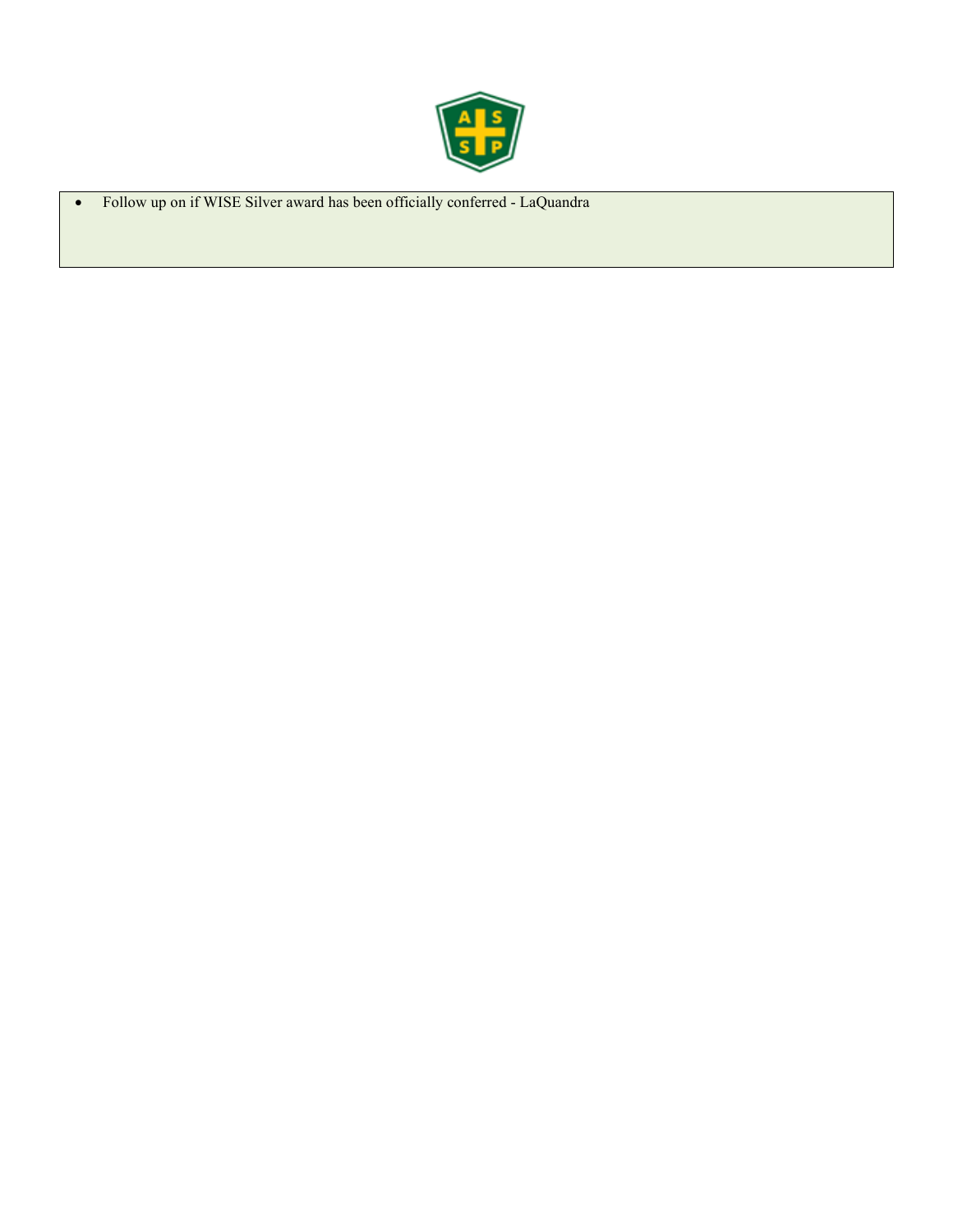- Follow up on if WISE Silver award has been officially conferred - LaQuandra